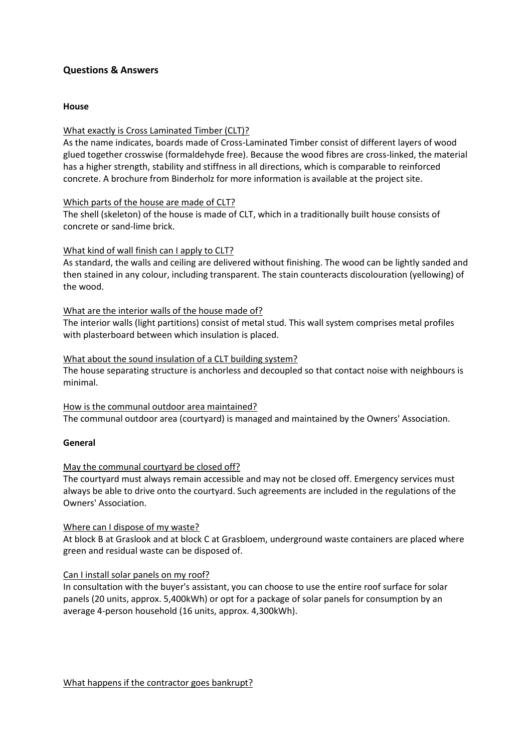## Questions & Answers

### House

<u>What exactly is Cross Laminated Timber (CLT)?</u>

As the name indicates, boards made of Cross-Laminated Timber consist of different layers of wood glued together crosswise (formaldehyde free). Because the wood fibres are cross-linked, the material has a higher strength, stability and stiffness in all directions, which is comparable to reinforced concrete. A brochure from Binderholz for more information is available at the project site.

<u>Which parts of the house are made of CLT?</u>

The shell (skeleton) of the house is made of CLT, which in a traditionally built house consists of concrete or sand-lime brick.

<u>What kind of wall finish can I apply to CLT?</u>

As standard, the walls and ceiling are delivered without finishing. The wood can be lightly sanded and then stained in any colour, including transparent. The stain counteracts discolouration (yellowing) of the wood.

<u>What are the interior walls of the house made of?</u>

The interior walls (light partitions) consist of metal stud. This wall system comprises metal profiles with plasterboard between which insulation is placed.

<u>What about the sound insulation of a CLT building system?</u>

The house separating structure is anchorless and decoupled so that contact noise with neighbours is minimal.

<u>How is the communal outdoor area maintained?</u>

The communal outdoor area (courtyard) is managed and maintained by the Owners' Association.

### General

<u>May the communal courtyard be closed off?</u>

The courtyard must always remain accessible and may not be closed off. Emergency services must always be able to drive onto the courtyard. Such agreements are included in the regulations of the Owners' Association.

<u>Where can I dispose of my waste?</u>

At block B at Graslook and at block C at Grasbloem, underground waste containers are placed where green and residual waste can be disposed of.

<u>Can I install solar panels on my roof?</u>

In consultation with the buyer's assistant, you can choose to use the entire roof surface for solar panels (20 units, approx. 5,400kWh) or opt for a package of solar panels for consumption by an average 4-person household (16 units, approx. 4,300kWh).

<u>What happens if the contractor goes bankrupt?</u>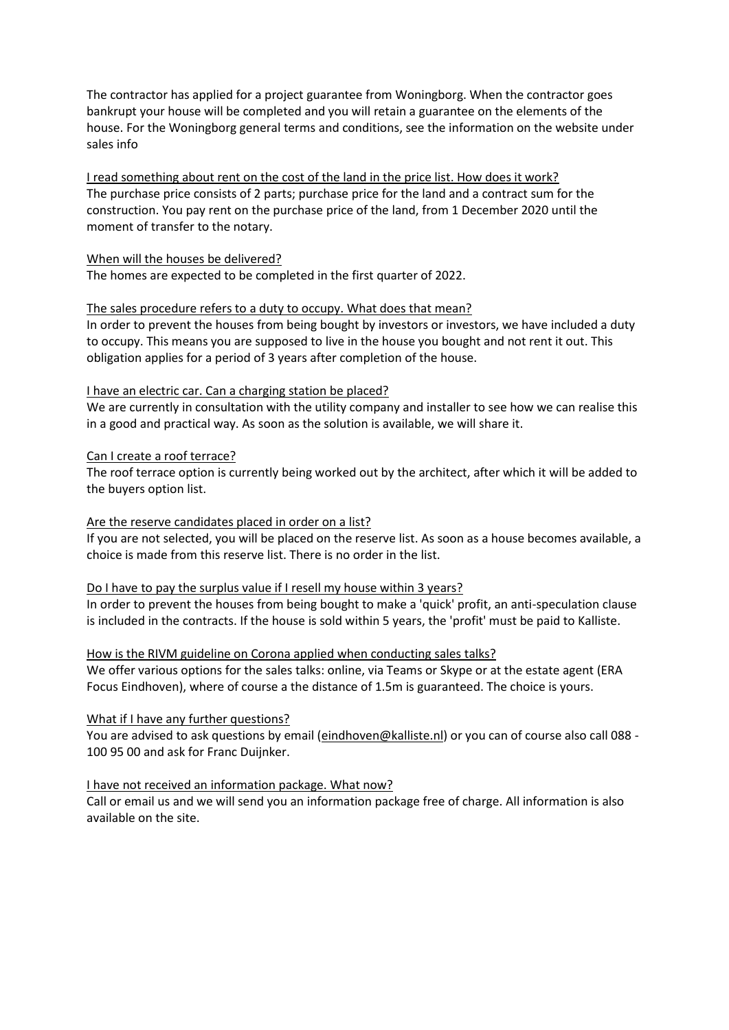The contractor has applied for a project guarantee from Woningborg. When the contractor goes bankrupt your house will be completed and you will retain a guarantee on the elements of the house. For the Woningborg general terms and conditions, see the information on the website under sales info

<u>I read something about rent on the cost of the land in the price list. How does it work?</u>
The purchase price consists of 2 parts; purchase price for the land and a contract sum for the construction. You pay rent on the purchase price of the land, from 1 December 2020 until the moment of transfer to the notary.

<u>When will the houses be delivered?</u>
The homes are expected to be completed in the first quarter of 2022.

<u>The sales procedure refers to a duty to occupy. What does that mean?</u>
In order to prevent the houses from being bought by investors or investors, we have included a duty to occupy. This means you are supposed to live in the house you bought and not rent it out. This obligation applies for a period of 3 years after completion of the house.

<u>I have an electric car. Can a charging station be placed?</u>
We are currently in consultation with the utility company and installer to see how we can realise this in a good and practical way. As soon as the solution is available, we will share it.

<u>Can I create a roof terrace?</u>
The roof terrace option is currently being worked out by the architect, after which it will be added to the buyers option list.

<u>Are the reserve candidates placed in order on a list?</u>
If you are not selected, you will be placed on the reserve list. As soon as a house becomes available, a choice is made from this reserve list. There is no order in the list.

<u>Do I have to pay the surplus value if I resell my house within 3 years?</u>
In order to prevent the houses from being bought to make a 'quick' profit, an anti-speculation clause is included in the contracts. If the house is sold within 5 years, the 'profit' must be paid to Kalliste.

<u>How is the RIVM guideline on Corona applied when conducting sales talks?</u>
We offer various options for the sales talks: online, via Teams or Skype or at the estate agent (ERA Focus Eindhoven), where of course a the distance of 1.5m is guaranteed. The choice is yours.

<u>What if I have any further questions?</u>
You are advised to ask questions by email (eindhoven@kalliste.nl) or you can of course also call 088 - 100 95 00 and ask for Franc Duijnker.

<u>I have not received an information package. What now?</u>
Call or email us and we will send you an information package free of charge. All information is also available on the site.